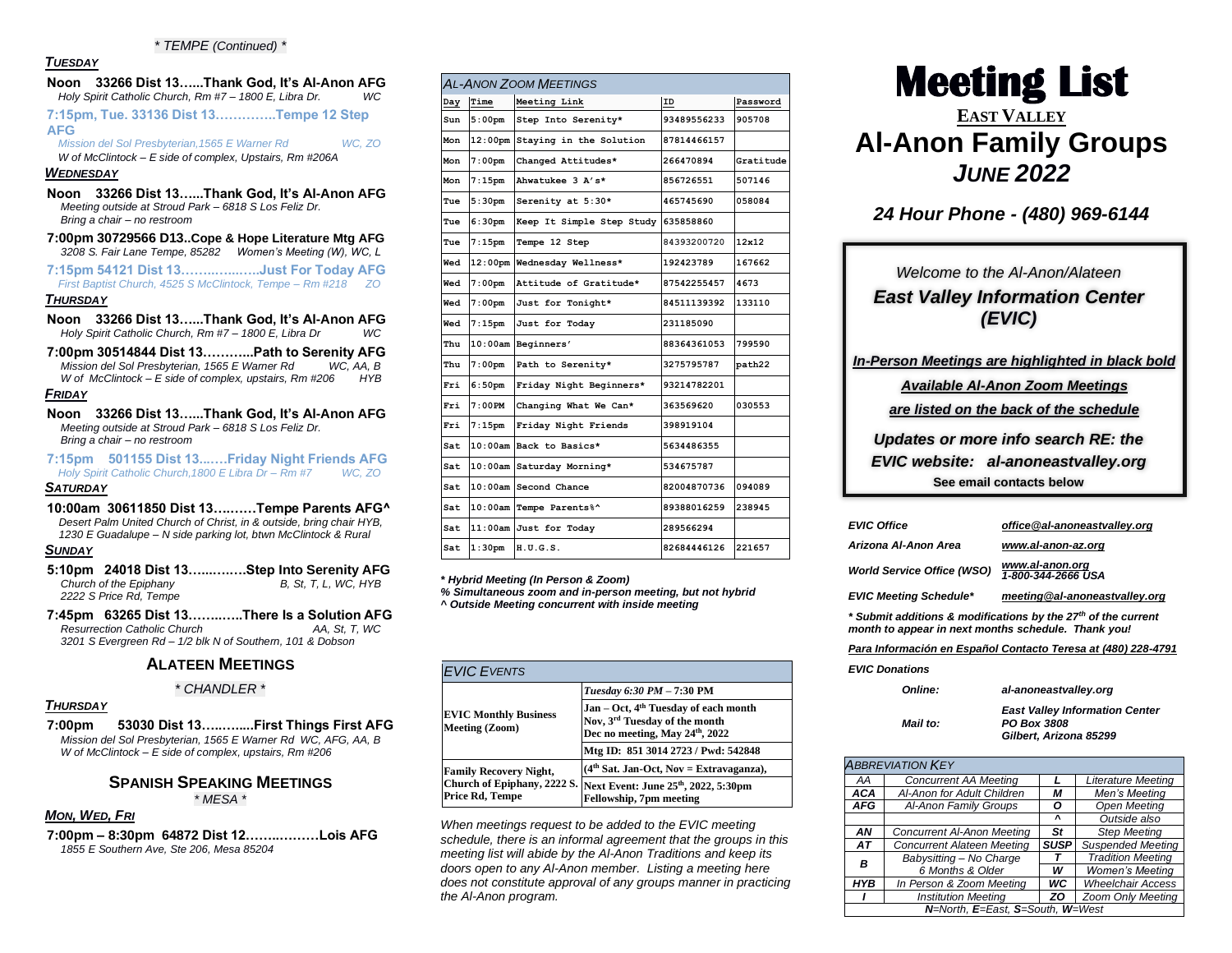*\* TEMPE (Continued) \**

### *TUESDAY*

**Noon 33266 Dist 13......Thank God, It's Al-Anon AFG**
*Holy Spirit Catholic Church, Rm #7 – 1800 E, Libra Dr. WC*

**7:15pm, Tue. 33136 Dist 13………….Tempe 12 Step AFG**
*Mission del Sol Presbyterian,1565 E Warner Rd WC, ZO*
*W of McClintock – E side of complex, Upstairs, Rm #206A*

### *WEDNESDAY*

**Noon 33266 Dist 13......Thank God, It's Al-Anon AFG**
*Meeting outside at Stroud Park – 6818 S Los Feliz Dr.*
*Bring a chair – no restroom*

**7:00pm 30729566 D13..Cope & Hope Literature Mtg AFG**
*3208 S. Fair Lane Tempe, 85282 Women's Meeting (W), WC, L*

**7:15pm 54121 Dist 13…….….…...Just For Today AFG**
*First Baptist Church, 4525 S McClintock, Tempe – Rm #218 ZO*

### *THURSDAY*

**Noon 33266 Dist 13......Thank God, It's Al-Anon AFG**
*Holy Spirit Catholic Church, Rm #7 – 1800 E, Libra Dr WC*

**7:00pm 30514844 Dist 13………..Path to Serenity AFG**
*Mission del Sol Presbyterian, 1565 E Warner Rd WC, AA, B*
*W of McClintock – E side of complex, upstairs, Rm #206 HYB*

### *FRIDAY*

**Noon 33266 Dist 13......Thank God, It's Al-Anon AFG**
*Meeting outside at Stroud Park – 6818 S Los Feliz Dr.*
*Bring a chair – no restroom*

**7:15pm 501155 Dist 13...….Friday Night Friends AFG**
*Holy Spirit Catholic Church,1800 E Libra Dr – Rm #7 WC, ZO*

### *SATURDAY*

**10:00am 30611850 Dist 13…..….Tempe Parents AFG^**
*Desert Palm United Church of Christ, in & outside, bring chair HYB,*
*1230 E Guadalupe – N side parking lot, btwn McClintock & Rural*

### *SUNDAY*

**5:10pm 24018 Dist 13…...….…Step Into Serenity AFG**
*Church of the Epiphany B, St, T, L, WC, HYB*
*2222 S Price Rd, Tempe*

**7:45pm 63265 Dist 13……..…..There Is a Solution AFG**
*Resurrection Catholic Church AA, St, T, WC*
*3201 S Evergreen Rd – 1/2 blk N of Southern, 101 & Dobson*

## ALATEEN MEETINGS

*\* CHANDLER \**

### *THURSDAY*

**7:00pm 53030 Dist 13…..…....First Things First AFG**
*Mission del Sol Presbyterian, 1565 E Warner Rd WC, AFG, AA, B*
*W of McClintock – E side of complex, upstairs, Rm #206*

## SPANISH SPEAKING MEETINGS

*\* MESA \**

### *MON, WED, FRI*

**7:00pm – 8:30pm 64872 Dist 12……..………Lois AFG**
*1855 E Southern Ave, Ste 206, Mesa 85204*

## *AL-ANON ZOOM MEETINGS*

| Day | Time | Meeting Link | ID | Password |
|---|---|---|---|---|
| Sun | 5:00pm | Step Into Serenity* | 93489556233 | 905708 |
| Mon | 12:00pm | Staying in the Solution | 87814466157 | |
| Mon | 7:00pm | Changed Attitudes* | 266470894 | Gratitude |
| Mon | 7:15pm | Ahwatukee 3 A's* | 856726551 | 507146 |
| Tue | 5:30pm | Serenity at 5:30* | 465745690 | 058084 |
| Tue | 6:30pm | Keep It Simple Step Study | 635858860 | |
| Tue | 7:15pm | Tempe 12 Step | 84393200720 | 12x12 |
| Wed | 12:00pm | Wednesday Wellness* | 192423789 | 167662 |
| Wed | 7:00pm | Attitude of Gratitude* | 87542255457 | 4673 |
| Wed | 7:00pm | Just for Tonight* | 84511139392 | 133110 |
| Wed | 7:15pm | Just for Today | 231185090 | |
| Thu | 10:00am | Beginners' | 88364361053 | 799590 |
| Thu | 7:00pm | Path to Serenity* | 3275795787 | path22 |
| Fri | 6:50pm | Friday Night Beginners* | 93214782201 | |
| Fri | 7:00PM | Changing What We Can* | 363569620 | 030553 |
| Fri | 7:15pm | Friday Night Friends | 398919104 | |
| Sat | 10:00am | Back to Basics* | 5634486355 | |
| Sat | 10:00am | Saturday Morning* | 534675787 | |
| Sat | 10:00am | Second Chance | 82004870736 | 094089 |
| Sat | 10:00am | Tempe Parents%^ | 89388016259 | 238945 |
| Sat | 11:00am | Just for Today | 289566294 | |
| Sat | 1:30pm | H.U.G.S. | 82684446126 | 221657 |

***\* Hybrid Meeting (In Person & Zoom)***
***% Simultaneous zoom and in-person meeting, but not hybrid***
***^ Outside Meeting concurrent with inside meeting***

## *EVIC EVENTS*

| | |
|---|---|
| **EVIC Monthly Business Meeting (Zoom)** | ***Tuesday 6:30 PM – 7:30 PM*** |
| | **Jan – Oct, 4th Tuesday of each month Nov, 3rd Tuesday of the month Dec no meeting, May 24th, 2022** |
| | **Mtg ID: 851 3014 2723 / Pwd: 542848** |
| **Family Recovery Night, Church of Epiphany, 2222 S. Price Rd, Tempe** | **(4th Sat. Jan-Oct, Nov = Extravaganza),** |
| | **Next Event: June 25th, 2022, 5:30pm Fellowship, 7pm meeting** |

*When meetings request to be added to the EVIC meeting schedule, there is an informal agreement that the groups in this meeting list will abide by the Al-Anon Traditions and keep its doors open to any Al-Anon member. Listing a meeting here does not constitute approval of any groups manner in practicing the Al-Anon program.*

# Meeting List

**EAST VALLEY**

## Al-Anon Family Groups

## *JUNE 2022*

### *24 Hour Phone - (480) 969-6144*

*Welcome to the Al-Anon/Alateen*

***East Valley Information Center (EVIC)***

***In-Person Meetings are highlighted in black bold***

***Available Al-Anon Zoom Meetings are listed on the back of the schedule***

***Updates or more info search RE: the EVIC website: al-anoneastvalley.org***

**See email contacts below**

| | |
|---|---|
| ***EVIC Office*** | ***office@al-anoneastvalley.org*** |
| ***Arizona Al-Anon Area*** | ***www.al-anon-az.org*** |
| ***World Service Office (WSO)*** | ***www.al-anon.org 1-800-344-2666 USA*** |
| ***EVIC Meeting Schedule\**** | ***meeting@al-anoneastvalley.org*** |

***\* Submit additions & modifications by the 27th of the current month to appear in next months schedule. Thank you!***

***Para Información en Español Contacto Teresa at (480) 228-4791***

***EVIC Donations***

| | |
|---|---|
| ***Online:*** | ***al-anoneastvalley.org*** |
| ***Mail to:*** | ***East Valley Information Center PO Box 3808 Gilbert, Arizona 85299*** |

## *ABBREVIATION KEY*

| | | | |
|---|---|---|---|
| *AA* | *Concurrent AA Meeting* | ***L*** | *Literature Meeting* |
| ***ACA*** | *Al-Anon for Adult Children* | ***M*** | *Men's Meeting* |
| ***AFG*** | *Al-Anon Family Groups* | ***O*** | *Open Meeting* |
| | | ***^*** | *Outside also* |
| ***AN*** | *Concurrent Al-Anon Meeting* | ***St*** | *Step Meeting* |
| ***AT*** | *Concurrent Alateen Meeting* | ***SUSP*** | *Suspended Meeting* |
| ***B*** | *Babysitting – No Charge 6 Months & Older* | ***T*** | *Tradition Meeting* |
| | | ***W*** | *Women's Meeting* |
| ***HYB*** | *In Person & Zoom Meeting* | ***WC*** | *Wheelchair Access* |
| ***I*** | *Institution Meeting* | ***ZO*** | *Zoom Only Meeting* |

***N**=North, **E**=East, **S**=South, **W**=West*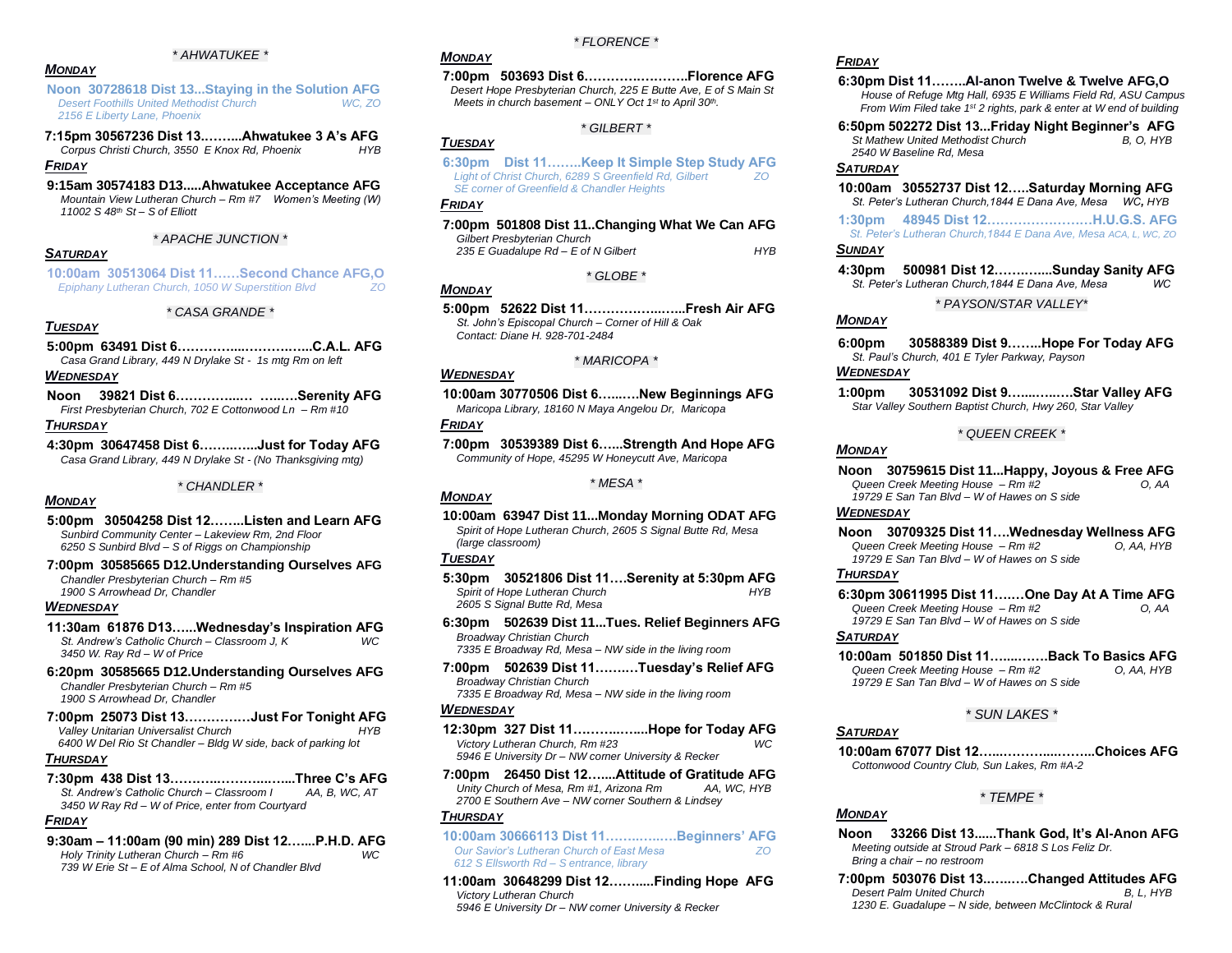## * AHWATUKEE *

### *MONDAY*

**Noon 30728618 Dist 13...Staying in the Solution AFG**
*Desert Foothills United Methodist Church* WC, ZO
*2156 E Liberty Lane, Phoenix*

**7:15pm 30567236 Dist 13……...Ahwatukee 3 A's AFG**
*Corpus Christi Church, 3550 E Knox Rd, Phoenix* HYB

### *FRIDAY*

**9:15am 30574183 D13.....Ahwatukee Acceptance AFG**
*Mountain View Lutheran Church – Rm #7 Women's Meeting (W)*
*11002 S 48th St – S of Elliott*

## * APACHE JUNCTION *

### *SATURDAY*

**10:00am 30513064 Dist 11……Second Chance AFG,O**
*Epiphany Lutheran Church, 1050 W Superstition Blvd* ZO

## * CASA GRANDE *

### *TUESDAY*

**5:00pm 63491 Dist 6…………...…………...C.A.L. AFG**
*Casa Grand Library, 449 N Drylake St - 1s mtg Rm on left*

### *WEDNESDAY*

**Noon 39821 Dist 6……………..… …..…Serenity AFG**
*First Presbyterian Church, 702 E Cottonwood Ln – Rm #10*

### *THURSDAY*

**4:30pm 30647458 Dist 6……..…..Just for Today AFG**
*Casa Grand Library, 449 N Drylake St - (No Thanksgiving mtg)*

## * CHANDLER *

### *MONDAY*

**5:00pm 30504258 Dist 12……..Listen and Learn AFG**
*Sunbird Community Center – Lakeview Rm, 2nd Floor*
*6250 S Sunbird Blvd – S of Riggs on Championship*

**7:00pm 30585665 D12.Understanding Ourselves AFG**
*Chandler Presbyterian Church – Rm #5*
*1900 S Arrowhead Dr, Chandler*

### *WEDNESDAY*

**11:30am 61876 D13…...Wednesday's Inspiration AFG**
*St. Andrew's Catholic Church – Classroom J, K* WC
*3450 W. Ray Rd – W of Price*

**6:20pm 30585665 D12.Understanding Ourselves AFG**
*Chandler Presbyterian Church – Rm #5*
*1900 S Arrowhead Dr, Chandler*

**7:00pm 25073 Dist 13……………Just For Tonight AFG**
*Valley Unitarian Universalist Church* HYB
*6400 W Del Rio St Chandler – Bldg W side, back of parking lot*

### *THURSDAY*

**7:30pm 438 Dist 13………..……...…...Three C's AFG**
*St. Andrew's Catholic Church – Classroom I* AA, B, WC, AT
*3450 W Ray Rd – W of Price, enter from Courtyard*

### *FRIDAY*

**9:30am – 11:00am (90 min) 289 Dist 12…....P.H.D. AFG**
*Holy Trinity Lutheran Church – Rm #6* WC
*739 W Erie St – E of Alma School, N of Chandler Blvd*

## * FLORENCE *

### *MONDAY*

**7:00pm 503693 Dist 6……………………..Florence AFG**
*Desert Hope Presbyterian Church, 225 E Butte Ave, E of S Main St*
*Meets in church basement – ONLY Oct 1st to April 30th.*

## * GILBERT *

### *TUESDAY*

**6:30pm Dist 11……..Keep It Simple Step Study AFG**
*Light of Christ Church, 6289 S Greenfield Rd, Gilbert* ZO
*SE corner of Greenfield & Chandler Heights*

### *FRIDAY*

**7:00pm 501808 Dist 11..Changing What We Can AFG**
*Gilbert Presbyterian Church*
*235 E Guadalupe Rd – E of N Gilbert* HYB

## * GLOBE *

### *MONDAY*

**5:00pm 52622 Dist 11…………….…...Fresh Air AFG**
*St. John's Episcopal Church – Corner of Hill & Oak*
*Contact: Diane H. 928-701-2484*

## * MARICOPA *

### *WEDNESDAY*

**10:00am 30770506 Dist 6…..….New Beginnings AFG**
*Maricopa Library, 18160 N Maya Angelou Dr, Maricopa*

### *FRIDAY*

**7:00pm 30539389 Dist 6…...Strength And Hope AFG**
*Community of Hope, 45295 W Honeycutt Ave, Maricopa*

## * MESA *

### *MONDAY*

**10:00am 63947 Dist 11...Monday Morning ODAT AFG**
*Spirit of Hope Lutheran Church, 2605 S Signal Butte Rd, Mesa*
*(large classroom)*

### *TUESDAY*

**5:30pm 30521806 Dist 11….Serenity at 5:30pm AFG**
*Spirit of Hope Lutheran Church* HYB
*2605 S Signal Butte Rd, Mesa*

**6:30pm 502639 Dist 11...Tues. Relief Beginners AFG**
*Broadway Christian Church*
*7335 E Broadway Rd, Mesa – NW side in the living room*

**7:00pm 502639 Dist 11………Tuesday's Relief AFG**
*Broadway Christian Church*
*7335 E Broadway Rd, Mesa – NW side in the living room*

### *WEDNESDAY*

**12:30pm 327 Dist 11……….……..Hope for Today AFG**
*Victory Lutheran Church, Rm #23* WC
*5946 E University Dr – NW corner University & Recker*

**7:00pm 26450 Dist 12…....Attitude of Gratitude AFG**
*Unity Church of Mesa, Rm #1, Arizona Rm* AA, WC, HYB
*2700 E Southern Ave – NW corner Southern & Lindsey*

### *THURSDAY*

**10:00am 30666113 Dist 11…….…..…Beginners' AFG**
*Our Savior's Lutheran Church of East Mesa* ZO
*612 S Ellsworth Rd – S entrance, library*

**11:00am 30648299 Dist 12……....Finding Hope AFG**
*Victory Lutheran Church*
*5946 E University Dr – NW corner University & Recker*

### *FRIDAY*

**6:30pm Dist 11……..Al-anon Twelve & Twelve AFG,O**
*House of Refuge Mtg Hall, 6935 E Williams Field Rd, ASU Campus*
*From Wim Filed take 1st 2 rights, park & enter at W end of building*

**6:50pm 502272 Dist 13...Friday Night Beginner's AFG**
*St Mathew United Methodist Church* B, O, HYB
*2540 W Baseline Rd, Mesa*

### *SATURDAY*

**10:00am 30552737 Dist 12…..Saturday Morning AFG**
*St. Peter's Lutheran Church,1844 E Dana Ave, Mesa* WC, HYB

**1:30pm 48945 Dist 12……………………H.U.G.S. AFG**
*St. Peter's Lutheran Church,1844 E Dana Ave, Mesa* ACA, L, WC, ZO

### *SUNDAY*

**4:30pm 500981 Dist 12………..…Sunday Sanity AFG**
*St. Peter's Lutheran Church,1844 E Dana Ave, Mesa* WC

## * PAYSON/STAR VALLEY*

### *MONDAY*

**6:00pm 30588389 Dist 9……..Hope For Today AFG**
*St. Paul's Church, 401 E Tyler Parkway, Payson*

### *WEDNESDAY*

**1:00pm 30531092 Dist 9…...…..….Star Valley AFG**
*Star Valley Southern Baptist Church, Hwy 260, Star Valley*

## * QUEEN CREEK *

### *MONDAY*

**Noon 30759615 Dist 11...Happy, Joyous & Free AFG**
*Queen Creek Meeting House – Rm #2* O, AA
*19729 E San Tan Blvd – W of Hawes on S side*

### *WEDNESDAY*

**Noon 30709325 Dist 11….Wednesday Wellness AFG**
*Queen Creek Meeting House – Rm #2* O, AA, HYB
*19729 E San Tan Blvd – W of Hawes on S side*

### *THURSDAY*

**6:30pm 30611995 Dist 11…….One Day At A Time AFG**
*Queen Creek Meeting House – Rm #2* O, AA
*19729 E San Tan Blvd – W of Hawes on S side*

### *SATURDAY*

**10:00am 501850 Dist 11…...…….Back To Basics AFG**
*Queen Creek Meeting House – Rm #2* O, AA, HYB
*19729 E San Tan Blvd – W of Hawes on S side*

## * SUN LAKES *

### *SATURDAY*

**10:00am 67077 Dist 12…...………...……...Choices AFG**
*Cottonwood Country Club, Sun Lakes, Rm #A-2*

## * TEMPE *

### *MONDAY*

**Noon 33266 Dist 13......Thank God, It's Al-Anon AFG**
*Meeting outside at Stroud Park – 6818 S Los Feliz Dr.*
*Bring a chair – no restroom*

**7:00pm 503076 Dist 13.…..….Changed Attitudes AFG**
*Desert Palm United Church* B, L, HYB
*1230 E. Guadalupe – N side, between McClintock & Rural*